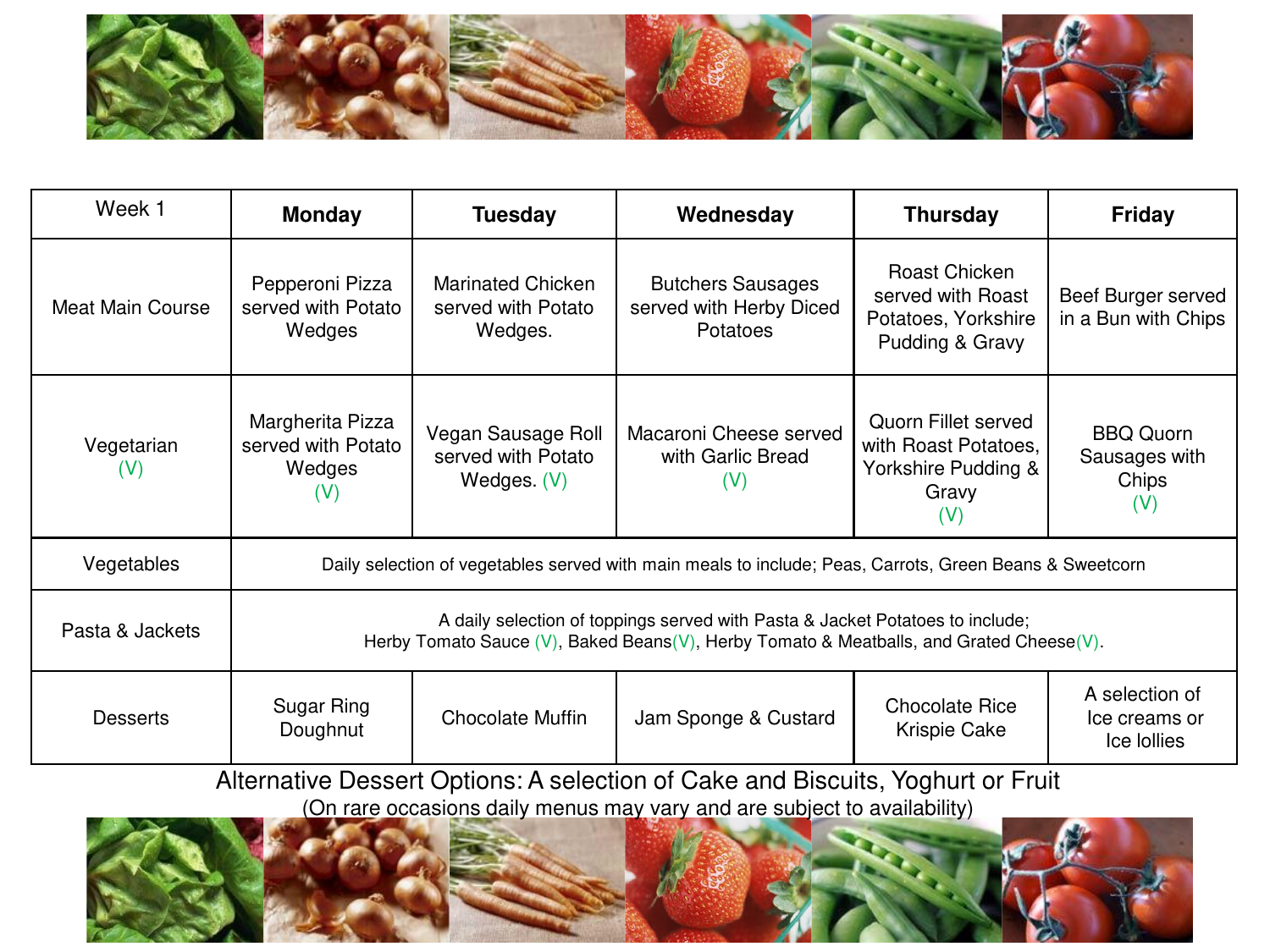| Week 1 | Monday | Tuesday | Wednesday | Thursday | Friday |
| --- | --- | --- | --- | --- | --- |
| Meat Main Course | Pepperoni Pizza served with Potato Wedges | Marinated Chicken served with Potato Wedges. | Butchers Sausages served with Herby Diced Potatoes | Roast Chicken served with Roast Potatoes, Yorkshire Pudding & Gravy | Beef Burger served in a Bun with Chips |
| Vegetarian (V) | Margherita Pizza served with Potato Wedges (V) | Vegan Sausage Roll served with Potato Wedges. (V) | Macaroni Cheese served with Garlic Bread (V) | Quorn Fillet served with Roast Potatoes, Yorkshire Pudding & Gravy (V) | BBQ Quorn Sausages with Chips (V) |
| Vegetables | Daily selection of vegetables served with main meals to include; Peas, Carrots, Green Beans & Sweetcorn | | | | |
| Pasta & Jackets | A daily selection of toppings served with Pasta & Jacket Potatoes to include; Herby Tomato Sauce (V), Baked Beans(V), Herby Tomato & Meatballs, and Grated Cheese(V). | | | | |
| Desserts | Sugar Ring Doughnut | Chocolate Muffin | Jam Sponge & Custard | Chocolate Rice Krispie Cake | A selection of Ice creams or Ice lollies |

Alternative Dessert Options: A selection of Cake and Biscuits, Yoghurt or Fruit

(On rare occasions daily menus may vary and are subject to availability)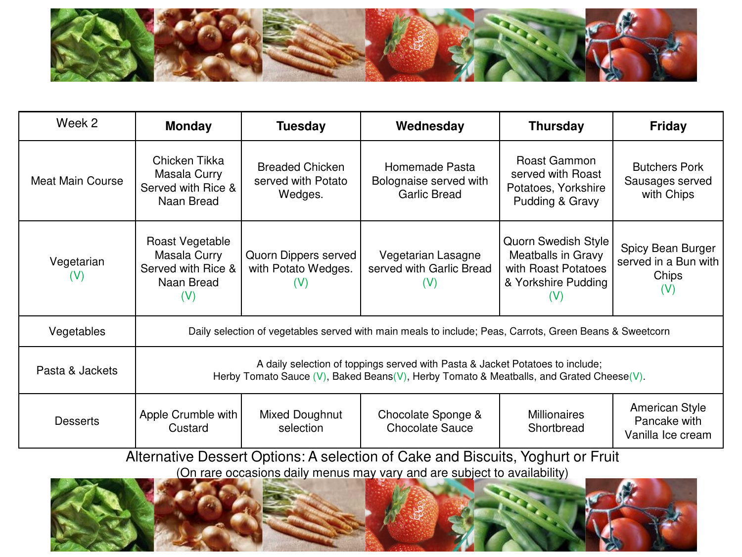| Week 2 | Monday | Tuesday | Wednesday | Thursday | Friday |
|---|---|---|---|---|---|
| Meat Main Course | Chicken Tikka Masala Curry Served with Rice & Naan Bread | Breaded Chicken served with Potato Wedges. | Homemade Pasta Bolognaise served with Garlic Bread | Roast Gammon served with Roast Potatoes, Yorkshire Pudding & Gravy | Butchers Pork Sausages served with Chips |
| Vegetarian (V) | Roast Vegetable Masala Curry Served with Rice & Naan Bread (V) | Quorn Dippers served with Potato Wedges. (V) | Vegetarian Lasagne served with Garlic Bread (V) | Quorn Swedish Style Meatballs in Gravy with Roast Potatoes & Yorkshire Pudding (V) | Spicy Bean Burger served in a Bun with Chips (V) |
| Vegetables | Daily selection of vegetables served with main meals to include; Peas, Carrots, Green Beans & Sweetcorn | | | | |
| Pasta & Jackets | A daily selection of toppings served with Pasta & Jacket Potatoes to include; Herby Tomato Sauce (V), Baked Beans(V), Herby Tomato & Meatballs, and Grated Cheese(V). | | | | |
| Desserts | Apple Crumble with Custard | Mixed Doughnut selection | Chocolate Sponge & Chocolate Sauce | Millionaires Shortbread | American Style Pancake with Vanilla Ice cream |

Alternative Dessert Options: A selection of Cake and Biscuits, Yoghurt or Fruit

(On rare occasions daily menus may vary and are subject to availability)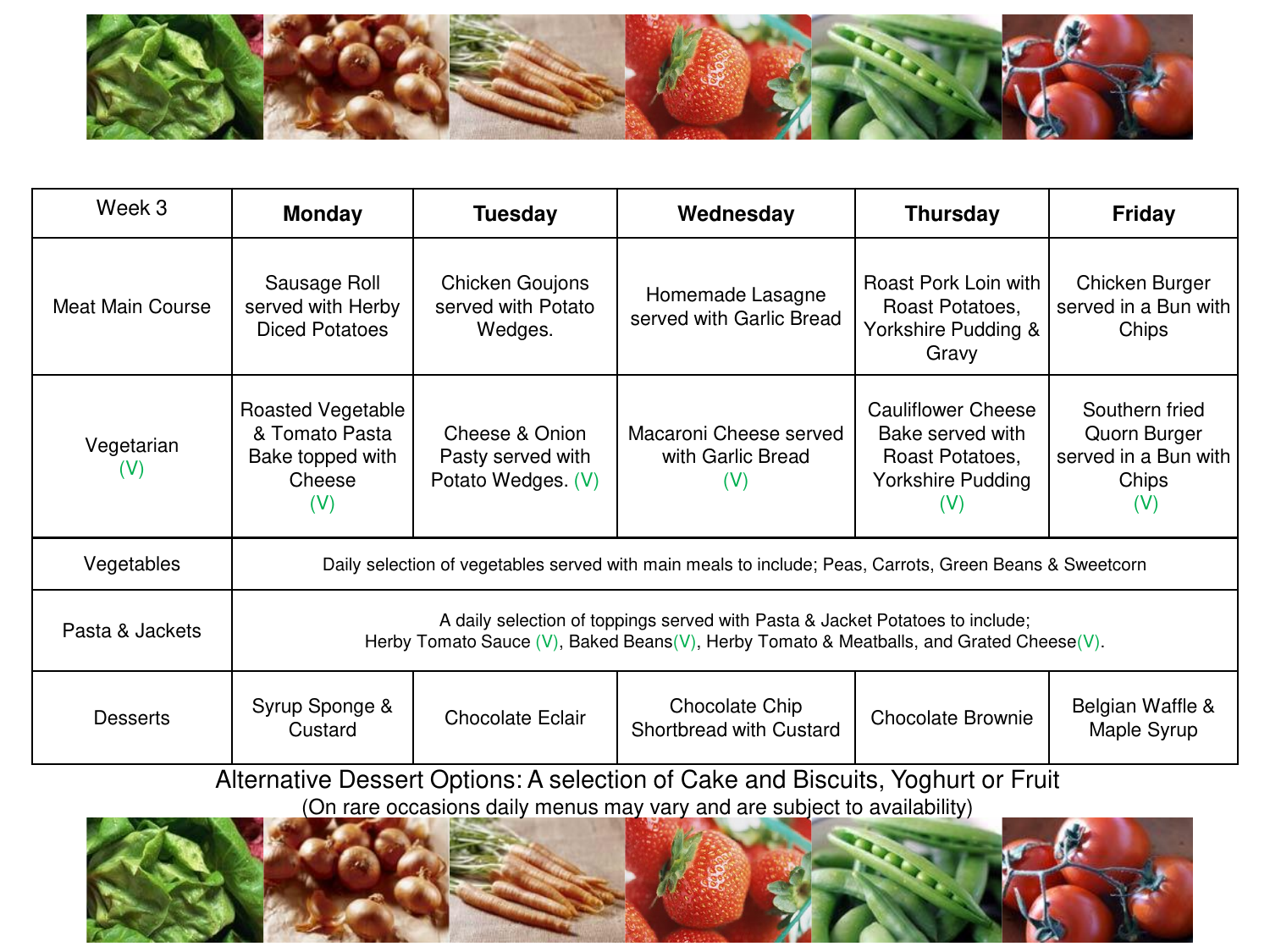| Week 3 | Monday | Tuesday | Wednesday | Thursday | Friday |
|---|---|---|---|---|---|
| Meat Main Course | Sausage Roll served with Herby Diced Potatoes | Chicken Goujons served with Potato Wedges. | Homemade Lasagne served with Garlic Bread | Roast Pork Loin with Roast Potatoes, Yorkshire Pudding & Gravy | Chicken Burger served in a Bun with Chips |
| Vegetarian (V) | Roasted Vegetable & Tomato Pasta Bake topped with Cheese (V) | Cheese & Onion Pasty served with Potato Wedges. (V) | Macaroni Cheese served with Garlic Bread (V) | Cauliflower Cheese Bake served with Roast Potatoes, Yorkshire Pudding (V) | Southern fried Quorn Burger served in a Bun with Chips (V) |
| Vegetables | Daily selection of vegetables served with main meals to include; Peas, Carrots, Green Beans & Sweetcorn | | | | |
| Pasta & Jackets | A daily selection of toppings served with Pasta & Jacket Potatoes to include; Herby Tomato Sauce (V), Baked Beans(V), Herby Tomato & Meatballs, and Grated Cheese(V). | | | | |
| Desserts | Syrup Sponge & Custard | Chocolate Eclair | Chocolate Chip Shortbread with Custard | Chocolate Brownie | Belgian Waffle & Maple Syrup |

Alternative Dessert Options: A selection of Cake and Biscuits, Yoghurt or Fruit

(On rare occasions daily menus may vary and are subject to availability)